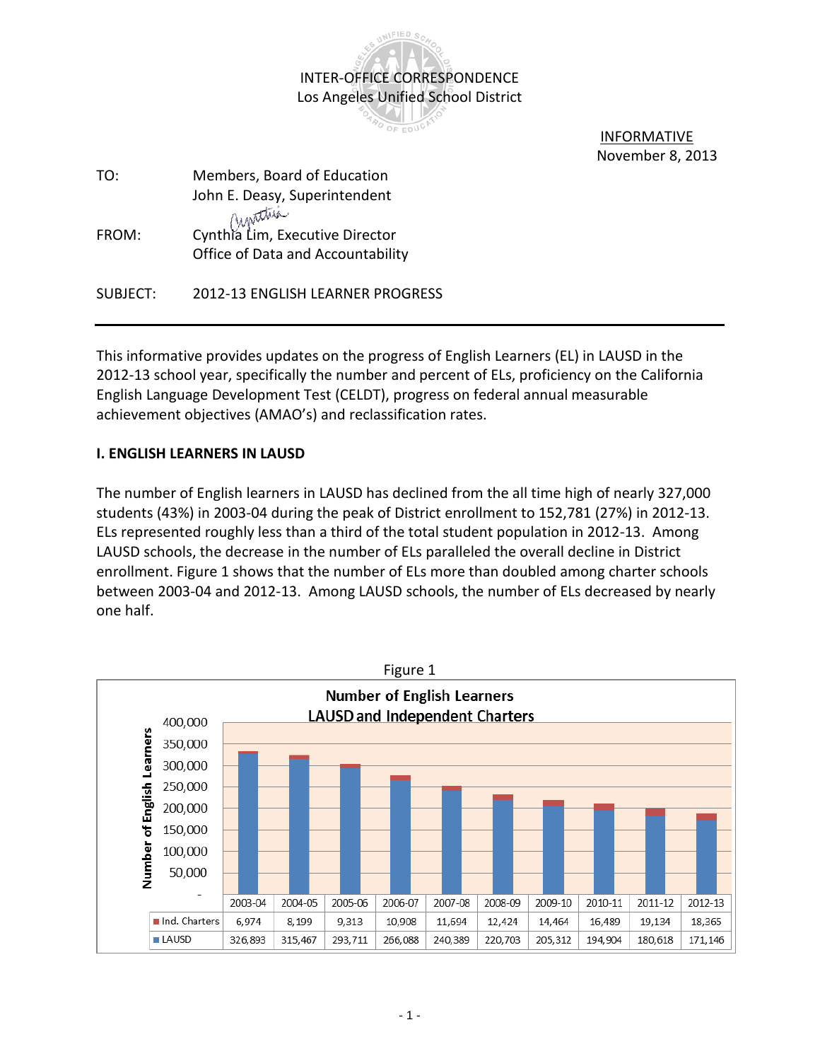INTER-OFFICE CORRESPONDENCE
Los Angeles Unified School District

INFORMATIVE
November 8, 2013

TO: Members, Board of Education
John E. Deasy, Superintendent

FROM: Cynthia Lim, Executive Director
Office of Data and Accountability

SUBJECT: 2012-13 ENGLISH LEARNER PROGRESS

---

This informative provides updates on the progress of English Learners (EL) in LAUSD in the 2012-13 school year, specifically the number and percent of ELs, proficiency on the California English Language Development Test (CELDT), progress on federal annual measurable achievement objectives (AMAO's) and reclassification rates.

**I. ENGLISH LEARNERS IN LAUSD**

The number of English learners in LAUSD has declined from the all time high of nearly 327,000 students (43%) in 2003-04 during the peak of District enrollment to 152,781 (27%) in 2012-13. ELs represented roughly less than a third of the total student population in 2012-13. Among LAUSD schools, the decrease in the number of ELs paralleled the overall decline in District enrollment. Figure 1 shows that the number of ELs more than doubled among charter schools between 2003-04 and 2012-13. Among LAUSD schools, the number of ELs decreased by nearly one half.

Figure 1

**Number of English Learners**
**LAUSD and Independent Charters**

| | 2003-04 | 2004-05 | 2005-06 | 2006-07 | 2007-08 | 2008-09 | 2009-10 | 2010-11 | 2011-12 | 2012-13 |
|---|---|---|---|---|---|---|---|---|---|---|
| Ind. Charters | 6,974 | 8,199 | 9,313 | 10,908 | 11,694 | 12,424 | 14,464 | 16,489 | 19,134 | 18,365 |
| LAUSD | 326,893 | 315,467 | 293,711 | 266,088 | 240,389 | 220,703 | 205,312 | 194,904 | 180,618 | 171,146 |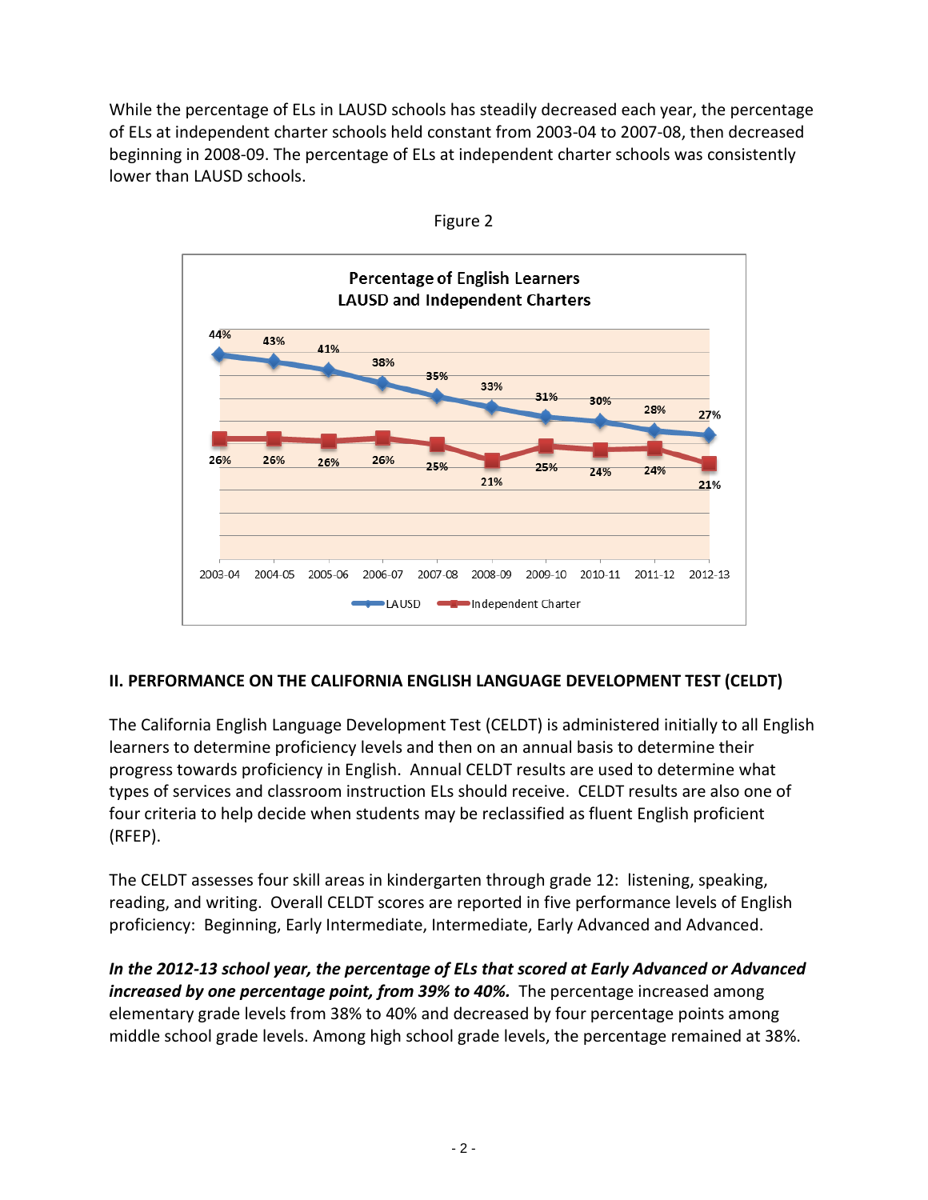While the percentage of ELs in LAUSD schools has steadily decreased each year, the percentage of ELs at independent charter schools held constant from 2003-04 to 2007-08, then decreased beginning in 2008-09. The percentage of ELs at independent charter schools was consistently lower than LAUSD schools.

Figure 2

**Percentage of English Learners**
**LAUSD and Independent Charters**

| | 2003-04 | 2004-05 | 2005-06 | 2006-07 | 2007-08 | 2008-09 | 2009-10 | 2010-11 | 2011-12 | 2012-13 |
|---|---|---|---|---|---|---|---|---|---|---|
| LAUSD | 44% | 43% | 41% | 38% | 35% | 33% | 31% | 30% | 28% | 27% |
| Independent Charter | 26% | 26% | 26% | 26% | 25% | 21% | 25% | 24% | 24% | 21% |

## II. PERFORMANCE ON THE CALIFORNIA ENGLISH LANGUAGE DEVELOPMENT TEST (CELDT)

The California English Language Development Test (CELDT) is administered initially to all English learners to determine proficiency levels and then on an annual basis to determine their progress towards proficiency in English. Annual CELDT results are used to determine what types of services and classroom instruction ELs should receive. CELDT results are also one of four criteria to help decide when students may be reclassified as fluent English proficient (RFEP).

The CELDT assesses four skill areas in kindergarten through grade 12: listening, speaking, reading, and writing. Overall CELDT scores are reported in five performance levels of English proficiency: Beginning, Early Intermediate, Intermediate, Early Advanced and Advanced.

***In the 2012-13 school year, the percentage of ELs that scored at Early Advanced or Advanced increased by one percentage point, from 39% to 40%.*** The percentage increased among elementary grade levels from 38% to 40% and decreased by four percentage points among middle school grade levels. Among high school grade levels, the percentage remained at 38%.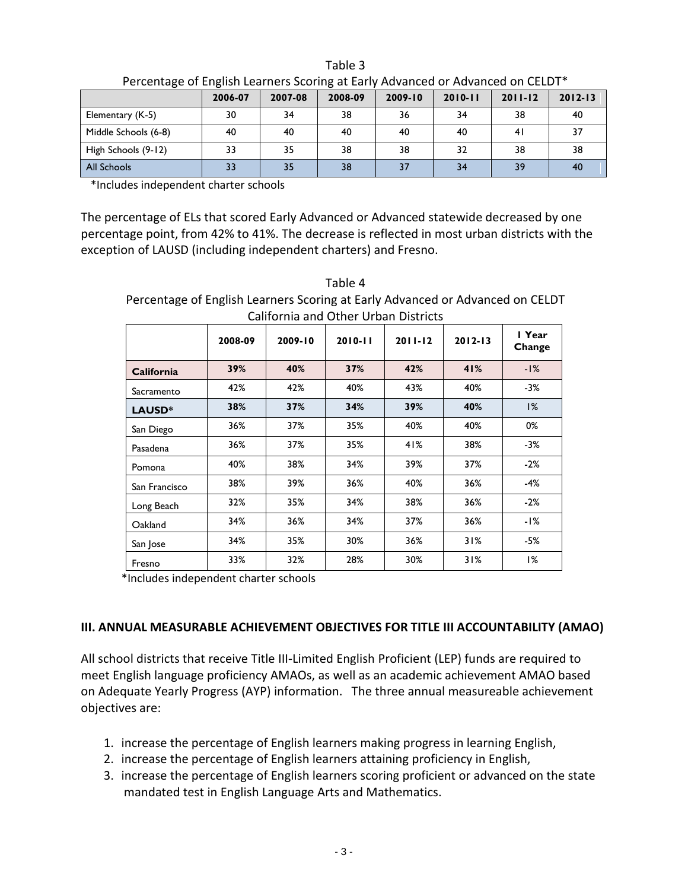Table 3

Percentage of English Learners Scoring at Early Advanced or Advanced on CELDT*

| | 2006-07 | 2007-08 | 2008-09 | 2009-10 | 2010-11 | 2011-12 | 2012-13 |
|---|---|---|---|---|---|---|---|
| Elementary (K-5) | 30 | 34 | 38 | 36 | 34 | 38 | 40 |
| Middle Schools (6-8) | 40 | 40 | 40 | 40 | 40 | 41 | 37 |
| High Schools (9-12) | 33 | 35 | 38 | 38 | 32 | 38 | 38 |
| All Schools | 33 | 35 | 38 | 37 | 34 | 39 | 40 |

*Includes independent charter schools

The percentage of ELs that scored Early Advanced or Advanced statewide decreased by one percentage point, from 42% to 41%. The decrease is reflected in most urban districts with the exception of LAUSD (including independent charters) and Fresno.

Table 4

Percentage of English Learners Scoring at Early Advanced or Advanced on CELDT California and Other Urban Districts

| | 2008-09 | 2009-10 | 2010-11 | 2011-12 | 2012-13 | 1 Year Change |
|---|---|---|---|---|---|---|
| **California** | **39%** | **40%** | **37%** | **42%** | **41%** | -1% |
| Sacramento | 42% | 42% | 40% | 43% | 40% | -3% |
| **LAUSD*** | **38%** | **37%** | **34%** | **39%** | **40%** | 1% |
| San Diego | 36% | 37% | 35% | 40% | 40% | 0% |
| Pasadena | 36% | 37% | 35% | 41% | 38% | -3% |
| Pomona | 40% | 38% | 34% | 39% | 37% | -2% |
| San Francisco | 38% | 39% | 36% | 40% | 36% | -4% |
| Long Beach | 32% | 35% | 34% | 38% | 36% | -2% |
| Oakland | 34% | 36% | 34% | 37% | 36% | -1% |
| San Jose | 34% | 35% | 30% | 36% | 31% | -5% |
| Fresno | 33% | 32% | 28% | 30% | 31% | 1% |

*Includes independent charter schools

## III. ANNUAL MEASURABLE ACHIEVEMENT OBJECTIVES FOR TITLE III ACCOUNTABILITY (AMAO)

All school districts that receive Title III-Limited English Proficient (LEP) funds are required to meet English language proficiency AMAOs, as well as an academic achievement AMAO based on Adequate Yearly Progress (AYP) information. The three annual measureable achievement objectives are:

1. increase the percentage of English learners making progress in learning English,
2. increase the percentage of English learners attaining proficiency in English,
3. increase the percentage of English learners scoring proficient or advanced on the state mandated test in English Language Arts and Mathematics.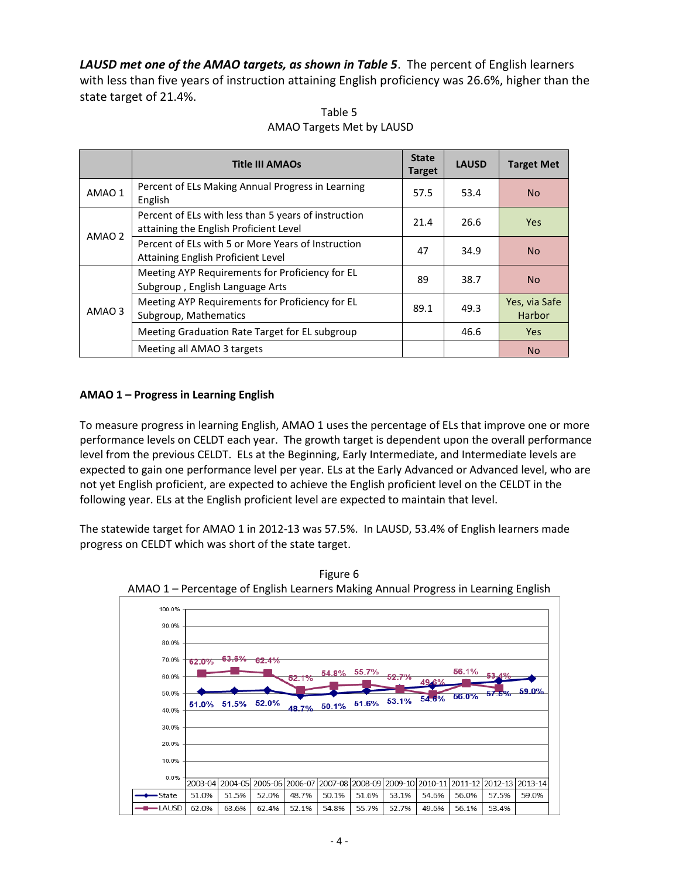***LAUSD met one of the AMAO targets, as shown in Table 5***. The percent of English learners with less than five years of instruction attaining English proficiency was 26.6%, higher than the state target of 21.4%.

Table 5
AMAO Targets Met by LAUSD

| | Title III AMAOs | State Target | LAUSD | Target Met |
|---|---|---|---|---|
| AMAO 1 | Percent of ELs Making Annual Progress in Learning English | 57.5 | 53.4 | No |
| AMAO 2 | Percent of ELs with less than 5 years of instruction attaining the English Proficient Level | 21.4 | 26.6 | Yes |
| | Percent of ELs with 5 or More Years of Instruction Attaining English Proficient Level | 47 | 34.9 | No |
| AMAO 3 | Meeting AYP Requirements for Proficiency for EL Subgroup , English Language Arts | 89 | 38.7 | No |
| | Meeting AYP Requirements for Proficiency for EL Subgroup, Mathematics | 89.1 | 49.3 | Yes, via Safe Harbor |
| | Meeting Graduation Rate Target for EL subgroup | | 46.6 | Yes |
| | Meeting all AMAO 3 targets | | | No |

**AMAO 1 – Progress in Learning English**

To measure progress in learning English, AMAO 1 uses the percentage of ELs that improve one or more performance levels on CELDT each year. The growth target is dependent upon the overall performance level from the previous CELDT. ELs at the Beginning, Early Intermediate, and Intermediate levels are expected to gain one performance level per year. ELs at the Early Advanced or Advanced level, who are not yet English proficient, are expected to achieve the English proficient level on the CELDT in the following year. ELs at the English proficient level are expected to maintain that level.

The statewide target for AMAO 1 in 2012-13 was 57.5%. In LAUSD, 53.4% of English learners made progress on CELDT which was short of the state target.

Figure 6
AMAO 1 – Percentage of English Learners Making Annual Progress in Learning English

| | 2003-04 | 2004-05 | 2005-06 | 2006-07 | 2007-08 | 2008-09 | 2009-10 | 2010-11 | 2011-12 | 2012-13 | 2013-14 |
|---|---|---|---|---|---|---|---|---|---|---|---|
| State | 51.0% | 51.5% | 52.0% | 48.7% | 50.1% | 51.6% | 53.1% | 54.6% | 56.0% | 57.5% | 59.0% |
| LAUSD | 62.0% | 63.6% | 62.4% | 52.1% | 54.8% | 55.7% | 52.7% | 49.6% | 56.1% | 53.4% | |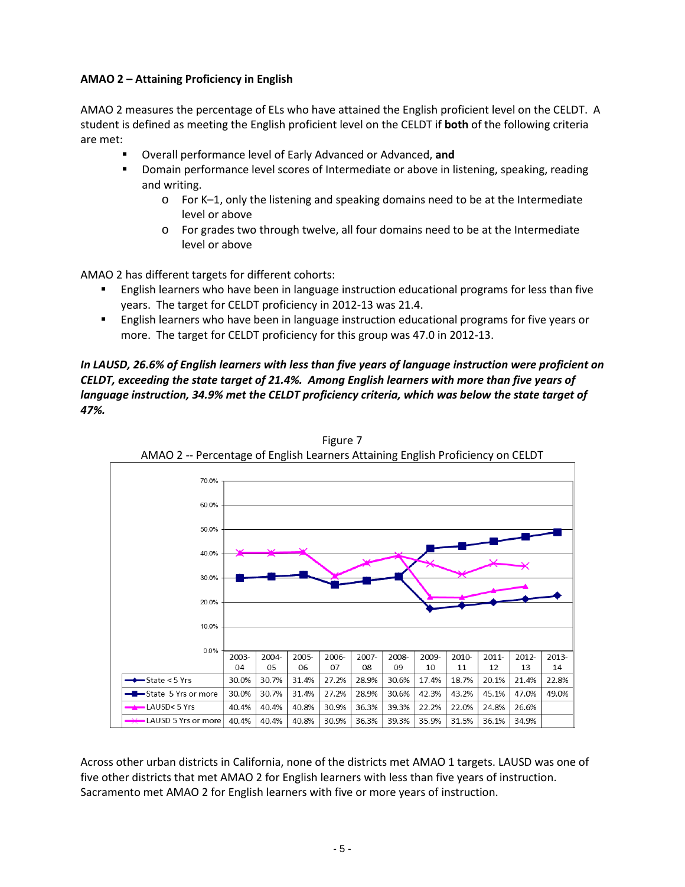**AMAO 2 – Attaining Proficiency in English**

AMAO 2 measures the percentage of ELs who have attained the English proficient level on the CELDT. A student is defined as meeting the English proficient level on the CELDT if **both** of the following criteria are met:

- Overall performance level of Early Advanced or Advanced, **and**
- Domain performance level scores of Intermediate or above in listening, speaking, reading and writing.
  - For K–1, only the listening and speaking domains need to be at the Intermediate level or above
  - For grades two through twelve, all four domains need to be at the Intermediate level or above

AMAO 2 has different targets for different cohorts:

- English learners who have been in language instruction educational programs for less than five years. The target for CELDT proficiency in 2012-13 was 21.4.
- English learners who have been in language instruction educational programs for five years or more. The target for CELDT proficiency for this group was 47.0 in 2012-13.

***In LAUSD, 26.6% of English learners with less than five years of language instruction were proficient on CELDT, exceeding the state target of 21.4%. Among English learners with more than five years of language instruction, 34.9% met the CELDT proficiency criteria, which was below the state target of 47%.***

Figure 7
AMAO 2 -- Percentage of English Learners Attaining English Proficiency on CELDT

| | 2003-04 | 2004-05 | 2005-06 | 2006-07 | 2007-08 | 2008-09 | 2009-10 | 2010-11 | 2011-12 | 2012-13 | 2013-14 |
|---|---|---|---|---|---|---|---|---|---|---|---|
| State < 5 Yrs | 30.0% | 30.7% | 31.4% | 27.2% | 28.9% | 30.6% | 17.4% | 18.7% | 20.1% | 21.4% | 22.8% |
| State 5 Yrs or more | 30.0% | 30.7% | 31.4% | 27.2% | 28.9% | 30.6% | 42.3% | 43.2% | 45.1% | 47.0% | 49.0% |
| LAUSD< 5 Yrs | 40.4% | 40.4% | 40.8% | 30.9% | 36.3% | 39.3% | 22.2% | 22.0% | 24.8% | 26.6% | |
| LAUSD 5 Yrs or more | 40.4% | 40.4% | 40.8% | 30.9% | 36.3% | 39.3% | 35.9% | 31.5% | 36.1% | 34.9% | |

Across other urban districts in California, none of the districts met AMAO 1 targets. LAUSD was one of five other districts that met AMAO 2 for English learners with less than five years of instruction. Sacramento met AMAO 2 for English learners with five or more years of instruction.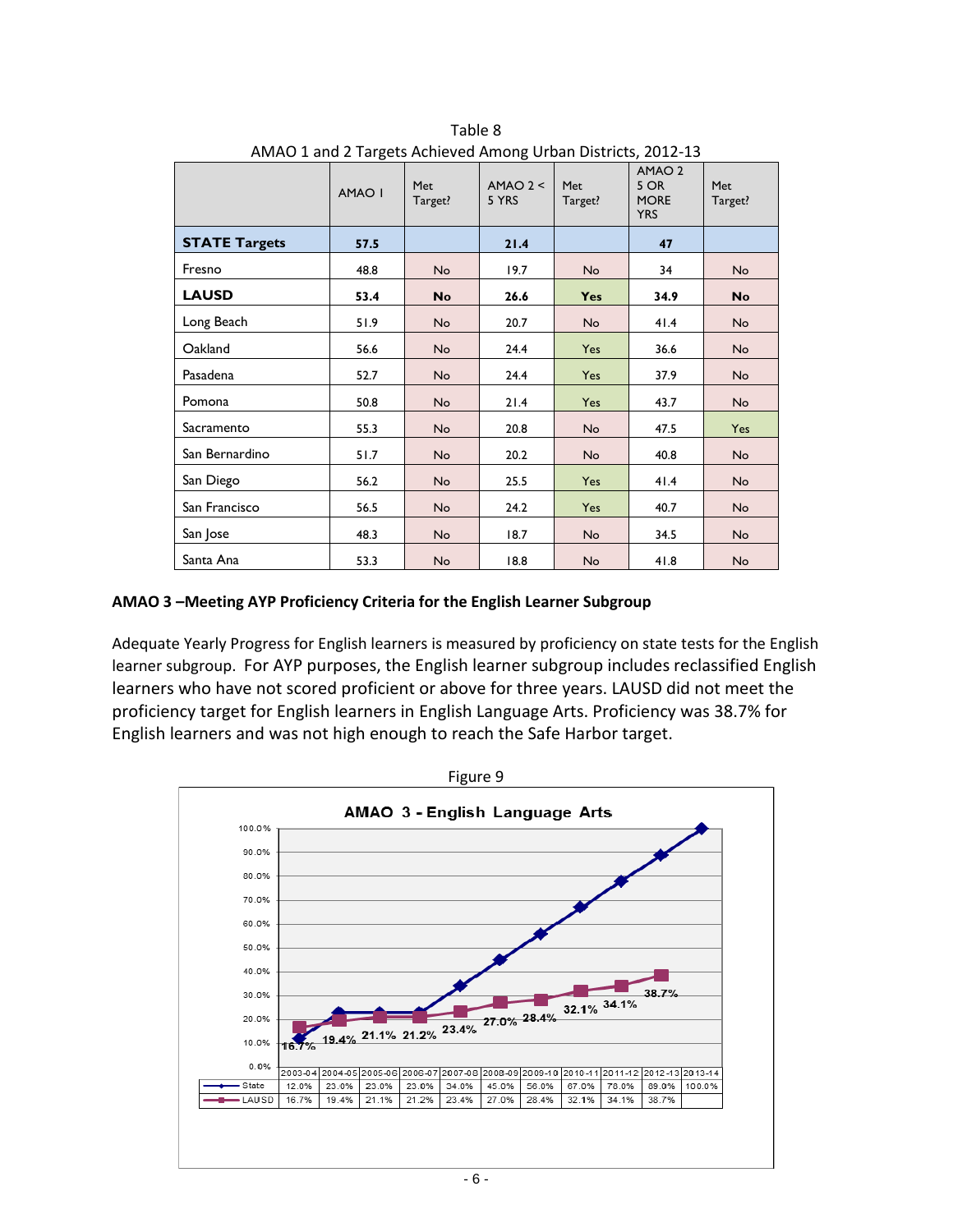Table 8
AMAO 1 and 2 Targets Achieved Among Urban Districts, 2012-13

| | AMAO I | Met Target? | AMAO 2 < 5 YRS | Met Target? | AMAO 2 5 OR MORE YRS | Met Target? |
|---|---|---|---|---|---|---|
| **STATE Targets** | **57.5** | | **21.4** | | **47** | |
| Fresno | 48.8 | No | 19.7 | No | 34 | No |
| **LAUSD** | **53.4** | **No** | **26.6** | **Yes** | **34.9** | **No** |
| Long Beach | 51.9 | No | 20.7 | No | 41.4 | No |
| Oakland | 56.6 | No | 24.4 | Yes | 36.6 | No |
| Pasadena | 52.7 | No | 24.4 | Yes | 37.9 | No |
| Pomona | 50.8 | No | 21.4 | Yes | 43.7 | No |
| Sacramento | 55.3 | No | 20.8 | No | 47.5 | Yes |
| San Bernardino | 51.7 | No | 20.2 | No | 40.8 | No |
| San Diego | 56.2 | No | 25.5 | Yes | 41.4 | No |
| San Francisco | 56.5 | No | 24.2 | Yes | 40.7 | No |
| San Jose | 48.3 | No | 18.7 | No | 34.5 | No |
| Santa Ana | 53.3 | No | 18.8 | No | 41.8 | No |

**AMAO 3 –Meeting AYP Proficiency Criteria for the English Learner Subgroup**

Adequate Yearly Progress for English learners is measured by proficiency on state tests for the English learner subgroup. For AYP purposes, the English learner subgroup includes reclassified English learners who have not scored proficient or above for three years. LAUSD did not meet the proficiency target for English learners in English Language Arts. Proficiency was 38.7% for English learners and was not high enough to reach the Safe Harbor target.

Figure 9

**AMAO 3 - English Language Arts**

| | 2003-04 | 2004-05 | 2005-06 | 2006-07 | 2007-08 | 2008-09 | 2009-10 | 2010-11 | 2011-12 | 2012-13 | 2013-14 |
|---|---|---|---|---|---|---|---|---|---|---|---|
| State | 12.0% | 23.0% | 23.0% | 23.0% | 34.0% | 45.0% | 56.0% | 67.0% | 78.0% | 89.0% | 100.0% |
| LAUSD | 16.7% | 19.4% | 21.1% | 21.2% | 23.4% | 27.0% | 28.4% | 32.1% | 34.1% | 38.7% | |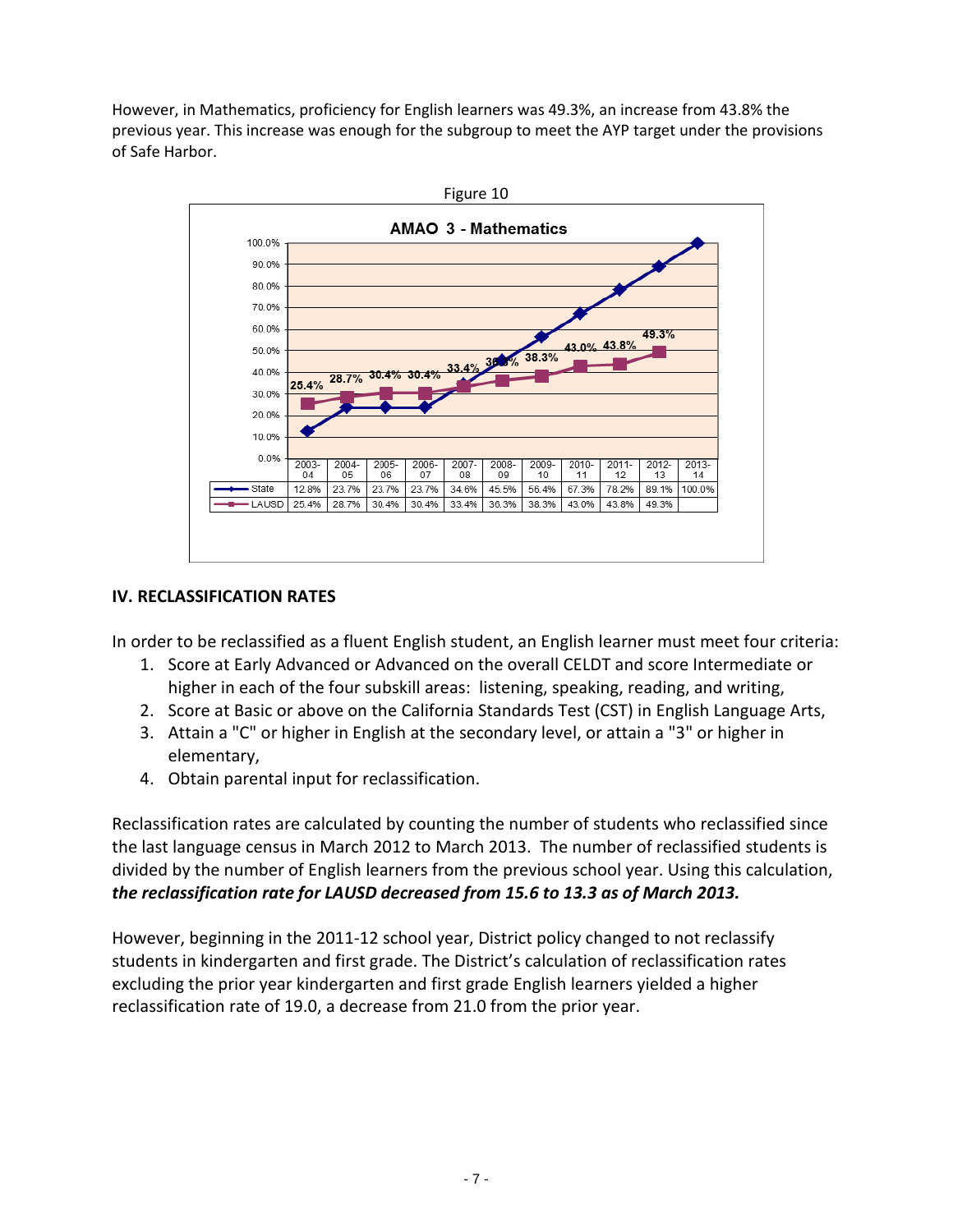However, in Mathematics, proficiency for English learners was 49.3%, an increase from 43.8% the previous year. This increase was enough for the subgroup to meet the AYP target under the provisions of Safe Harbor.

Figure 10

**AMAO 3 - Mathematics**

| | 2003-04 | 2004-05 | 2005-06 | 2006-07 | 2007-08 | 2008-09 | 2009-10 | 2010-11 | 2011-12 | 2012-13 | 2013-14 |
|---|---|---|---|---|---|---|---|---|---|---|---|
| State | 12.8% | 23.7% | 23.7% | 23.7% | 34.6% | 45.5% | 56.4% | 67.3% | 78.2% | 89.1% | 100.0% |
| LAUSD | 25.4% | 28.7% | 30.4% | 30.4% | 33.4% | 36.3% | 38.3% | 43.0% | 43.8% | 49.3% | |

## IV. RECLASSIFICATION RATES

In order to be reclassified as a fluent English student, an English learner must meet four criteria:

1. Score at Early Advanced or Advanced on the overall CELDT and score Intermediate or higher in each of the four subskill areas: listening, speaking, reading, and writing,
2. Score at Basic or above on the California Standards Test (CST) in English Language Arts,
3. Attain a "C" or higher in English at the secondary level, or attain a "3" or higher in elementary,
4. Obtain parental input for reclassification.

Reclassification rates are calculated by counting the number of students who reclassified since the last language census in March 2012 to March 2013. The number of reclassified students is divided by the number of English learners from the previous school year. Using this calculation, ***the reclassification rate for LAUSD decreased from 15.6 to 13.3 as of March 2013.***

However, beginning in the 2011-12 school year, District policy changed to not reclassify students in kindergarten and first grade. The District's calculation of reclassification rates excluding the prior year kindergarten and first grade English learners yielded a higher reclassification rate of 19.0, a decrease from 21.0 from the prior year.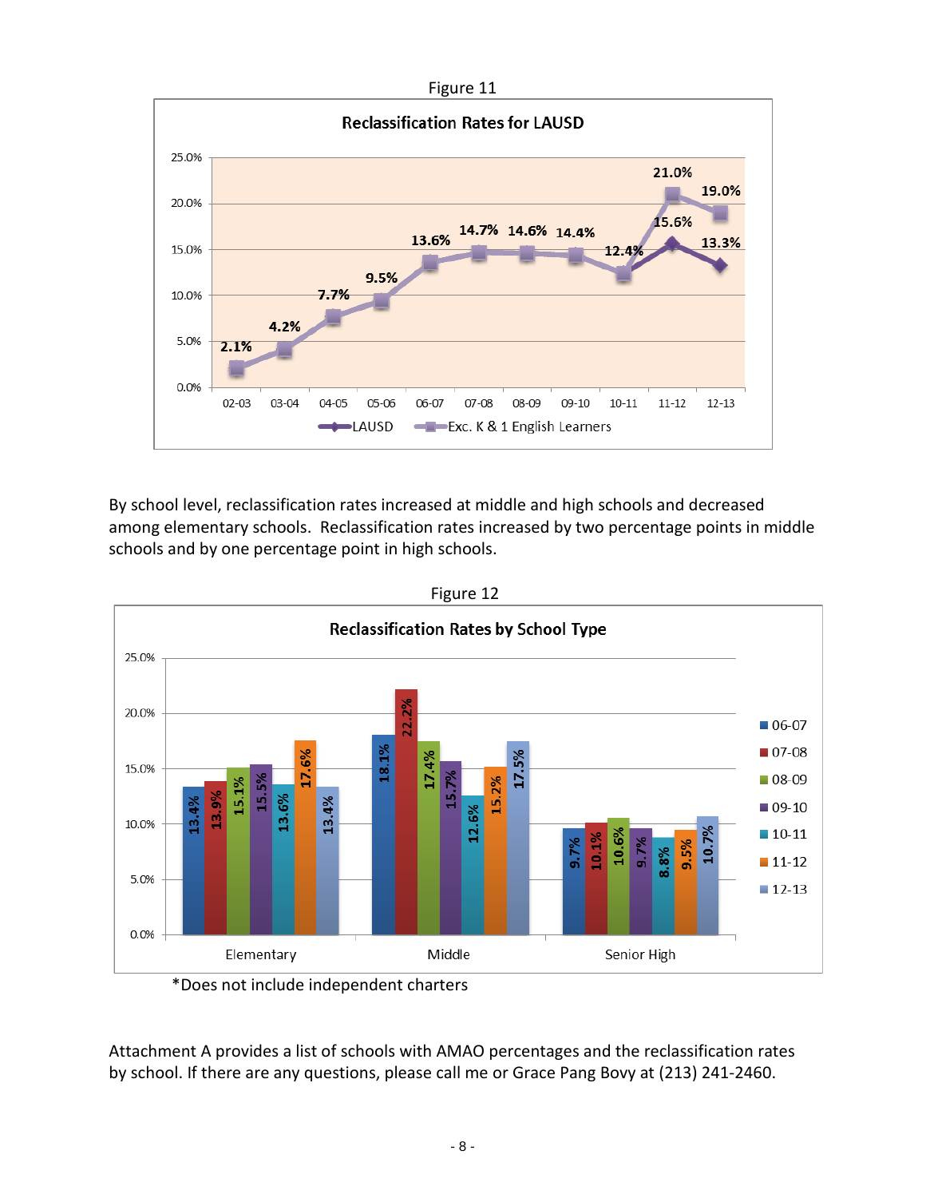Figure 11

**Reclassification Rates for LAUSD**

| Year | LAUSD | Exc. K & 1 English Learners |
|---|---|---|
| 02-03 | 2.1% | 2.1% |
| 03-04 | 4.2% | 4.2% |
| 04-05 | 7.7% | 7.7% |
| 05-06 | 9.5% | 9.5% |
| 06-07 | 13.6% | 13.6% |
| 07-08 | 14.7% | 14.7% |
| 08-09 | 14.6% | 14.6% |
| 09-10 | 14.4% | 14.4% |
| 10-11 | 12.4% | 12.4% |
| 11-12 | 15.6% | 21.0% |
| 12-13 | 13.3% | 19.0% |

By school level, reclassification rates increased at middle and high schools and decreased among elementary schools. Reclassification rates increased by two percentage points in middle schools and by one percentage point in high schools.

Figure 12

**Reclassification Rates by School Type**

| School Type | 06-07 | 07-08 | 08-09 | 09-10 | 10-11 | 11-12 | 12-13 |
|---|---|---|---|---|---|---|---|
| Elementary | 13.4% | 13.9% | 15.1% | 15.5% | 13.6% | 17.6% | 13.4% |
| Middle | 18.1% | 22.2% | 17.4% | 15.7% | 12.6% | 15.2% | 17.5% |
| Senior High | 9.7% | 10.1% | 10.6% | 9.7% | 8.8% | 9.5% | 10.7% |

*Does not include independent charters

Attachment A provides a list of schools with AMAO percentages and the reclassification rates by school. If there are any questions, please call me or Grace Pang Bovy at (213) 241-2460.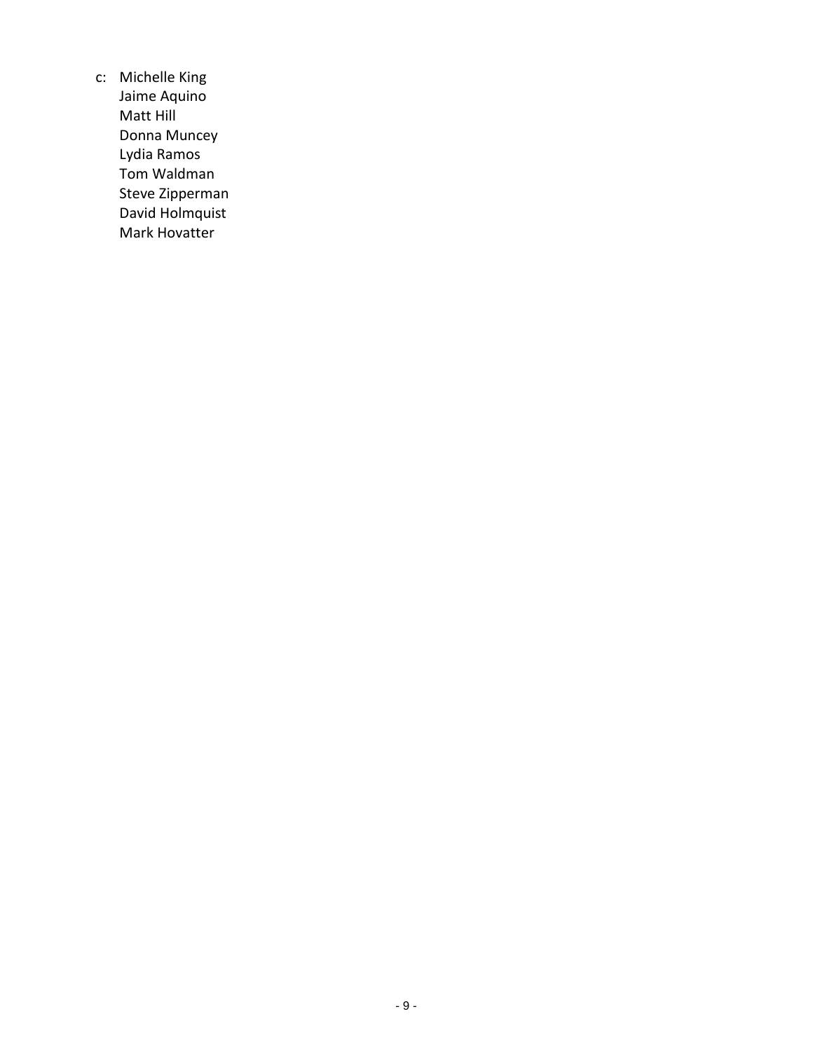c: Michelle King
Jaime Aquino
Matt Hill
Donna Muncey
Lydia Ramos
Tom Waldman
Steve Zipperman
David Holmquist
Mark Hovatter